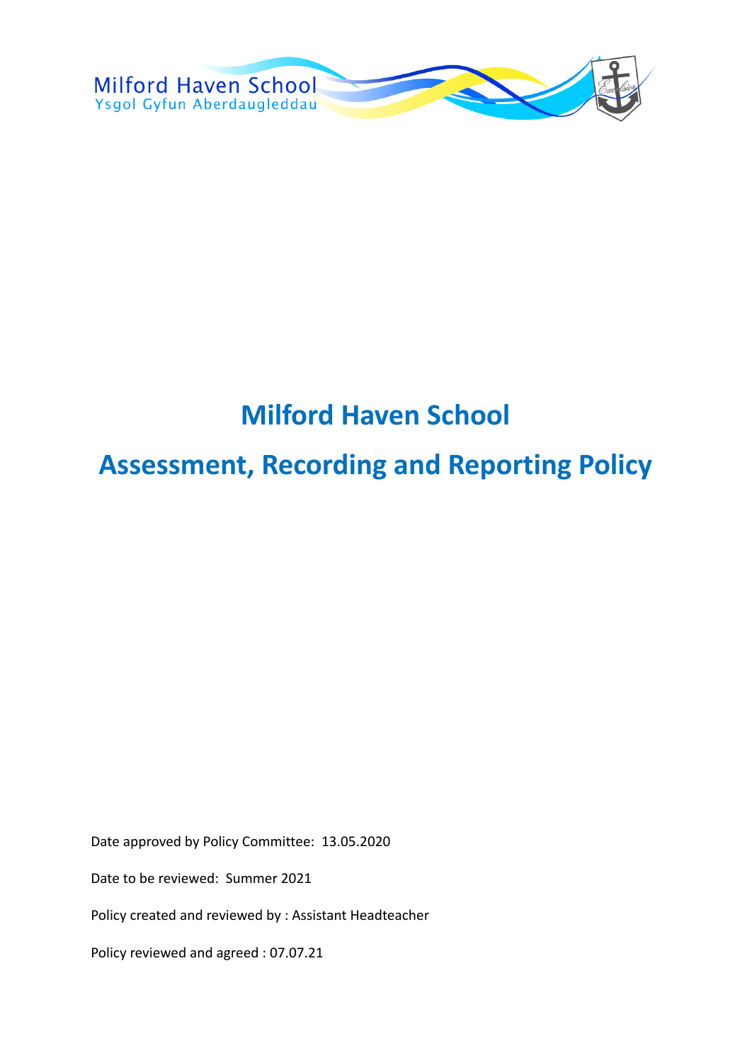Milford Haven School
Ysgol Gyfun Aberdaugleddau

# Milford Haven School

# Assessment, Recording and Reporting Policy

Date approved by Policy Committee: 13.05.2020

Date to be reviewed: Summer 2021

Policy created and reviewed by : Assistant Headteacher

Policy reviewed and agreed : 07.07.21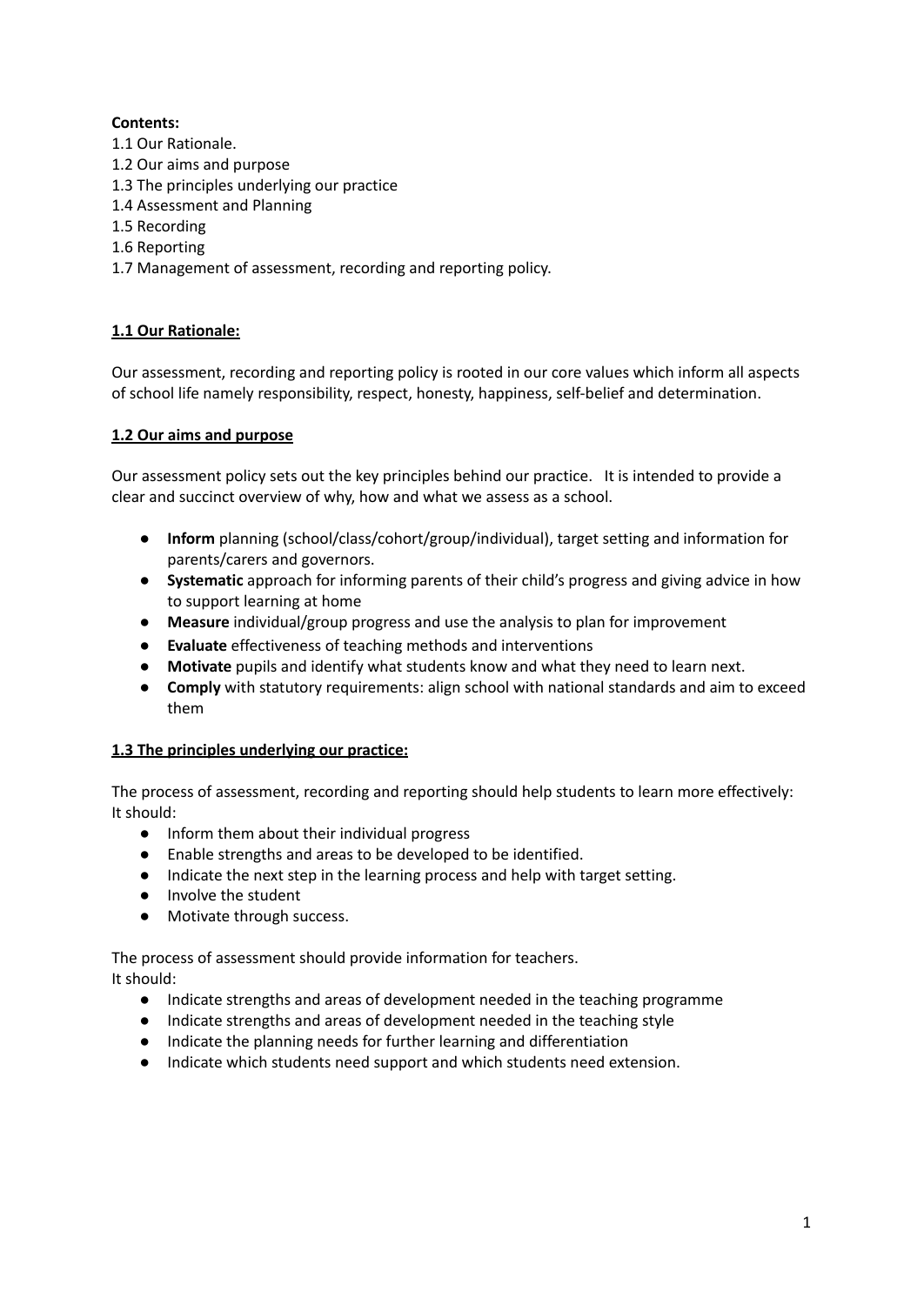**Contents:**

1.1 Our Rationale.
1.2 Our aims and purpose
1.3 The principles underlying our practice
1.4 Assessment and Planning
1.5 Recording
1.6 Reporting
1.7 Management of assessment, recording and reporting policy.

## 1.1 Our Rationale:

Our assessment, recording and reporting policy is rooted in our core values which inform all aspects of school life namely responsibility, respect, honesty, happiness, self-belief and determination.

## 1.2 Our aims and purpose

Our assessment policy sets out the key principles behind our practice. It is intended to provide a clear and succinct overview of why, how and what we assess as a school.

- **Inform** planning (school/class/cohort/group/individual), target setting and information for parents/carers and governors.
- **Systematic** approach for informing parents of their child's progress and giving advice in how to support learning at home
- **Measure** individual/group progress and use the analysis to plan for improvement
- **Evaluate** effectiveness of teaching methods and interventions
- **Motivate** pupils and identify what students know and what they need to learn next.
- **Comply** with statutory requirements: align school with national standards and aim to exceed them

## 1.3 The principles underlying our practice:

The process of assessment, recording and reporting should help students to learn more effectively:
It should:

- Inform them about their individual progress
- Enable strengths and areas to be developed to be identified.
- Indicate the next step in the learning process and help with target setting.
- Involve the student
- Motivate through success.

The process of assessment should provide information for teachers.
It should:

- Indicate strengths and areas of development needed in the teaching programme
- Indicate strengths and areas of development needed in the teaching style
- Indicate the planning needs for further learning and differentiation
- Indicate which students need support and which students need extension.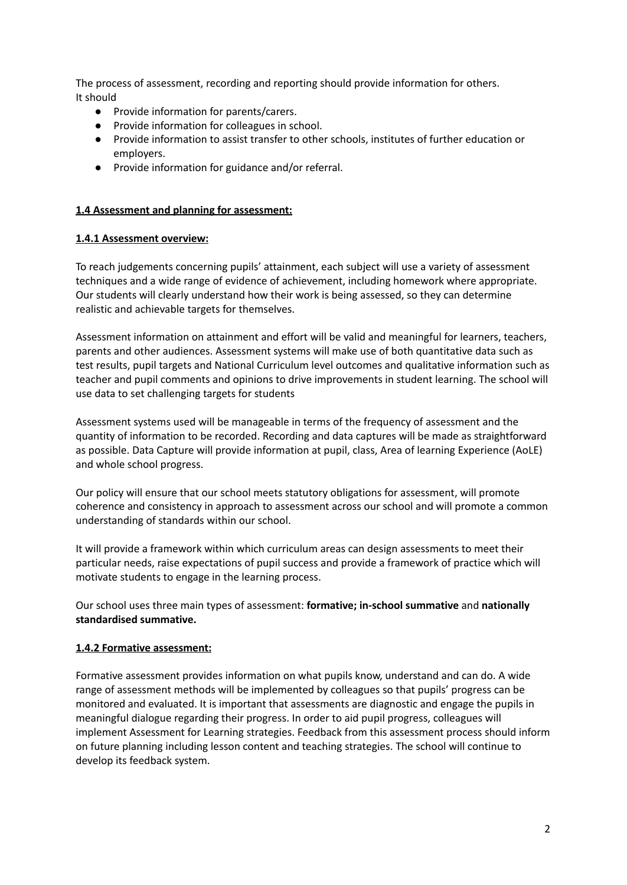The process of assessment, recording and reporting should provide information for others. It should

- Provide information for parents/carers.
- Provide information for colleagues in school.
- Provide information to assist transfer to other schools, institutes of further education or employers.
- Provide information for guidance and/or referral.

### **1.4 Assessment and planning for assessment:**

#### **1.4.1 Assessment overview:**

To reach judgements concerning pupils' attainment, each subject will use a variety of assessment techniques and a wide range of evidence of achievement, including homework where appropriate. Our students will clearly understand how their work is being assessed, so they can determine realistic and achievable targets for themselves.

Assessment information on attainment and effort will be valid and meaningful for learners, teachers, parents and other audiences. Assessment systems will make use of both quantitative data such as test results, pupil targets and National Curriculum level outcomes and qualitative information such as teacher and pupil comments and opinions to drive improvements in student learning. The school will use data to set challenging targets for students

Assessment systems used will be manageable in terms of the frequency of assessment and the quantity of information to be recorded. Recording and data captures will be made as straightforward as possible. Data Capture will provide information at pupil, class, Area of learning Experience (AoLE) and whole school progress.

Our policy will ensure that our school meets statutory obligations for assessment, will promote coherence and consistency in approach to assessment across our school and will promote a common understanding of standards within our school.

It will provide a framework within which curriculum areas can design assessments to meet their particular needs, raise expectations of pupil success and provide a framework of practice which will motivate students to engage in the learning process.

Our school uses three main types of assessment: **formative; in-school summative** and **nationally standardised summative.**

#### **1.4.2 Formative assessment:**

Formative assessment provides information on what pupils know, understand and can do. A wide range of assessment methods will be implemented by colleagues so that pupils' progress can be monitored and evaluated. It is important that assessments are diagnostic and engage the pupils in meaningful dialogue regarding their progress. In order to aid pupil progress, colleagues will implement Assessment for Learning strategies. Feedback from this assessment process should inform on future planning including lesson content and teaching strategies. The school will continue to develop its feedback system.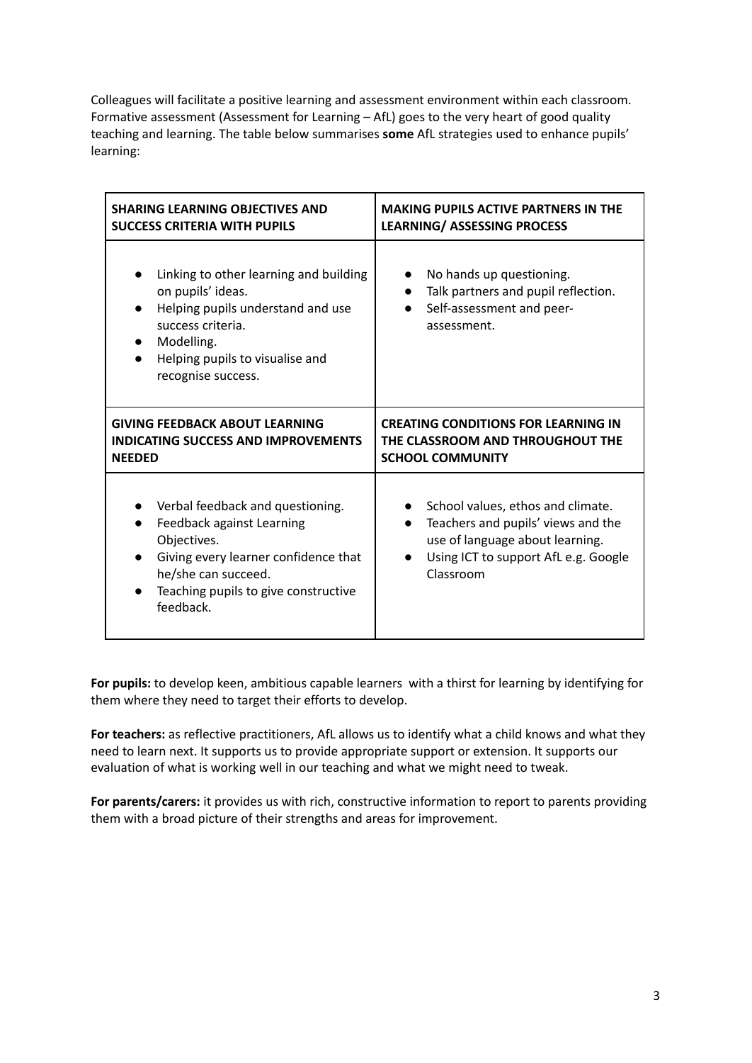Colleagues will facilitate a positive learning and assessment environment within each classroom. Formative assessment (Assessment for Learning – AfL) goes to the very heart of good quality teaching and learning. The table below summarises **some** AfL strategies used to enhance pupils' learning:

| **SHARING LEARNING OBJECTIVES AND SUCCESS CRITERIA WITH PUPILS** | **MAKING PUPILS ACTIVE PARTNERS IN THE LEARNING/ ASSESSING PROCESS** |
|---|---|
| • Linking to other learning and building on pupils' ideas.<br>• Helping pupils understand and use success criteria.<br>• Modelling.<br>• Helping pupils to visualise and recognise success. | • No hands up questioning.<br>• Talk partners and pupil reflection.<br>• Self-assessment and peer-assessment. |
| **GIVING FEEDBACK ABOUT LEARNING INDICATING SUCCESS AND IMPROVEMENTS NEEDED** | **CREATING CONDITIONS FOR LEARNING IN THE CLASSROOM AND THROUGHOUT THE SCHOOL COMMUNITY** |
| • Verbal feedback and questioning.<br>• Feedback against Learning Objectives.<br>• Giving every learner confidence that he/she can succeed.<br>• Teaching pupils to give constructive feedback. | • School values, ethos and climate.<br>• Teachers and pupils' views and the use of language about learning.<br>• Using ICT to support AfL e.g. Google Classroom |

**For pupils:** to develop keen, ambitious capable learners with a thirst for learning by identifying for them where they need to target their efforts to develop.

**For teachers:** as reflective practitioners, AfL allows us to identify what a child knows and what they need to learn next. It supports us to provide appropriate support or extension. It supports our evaluation of what is working well in our teaching and what we might need to tweak.

**For parents/carers:** it provides us with rich, constructive information to report to parents providing them with a broad picture of their strengths and areas for improvement.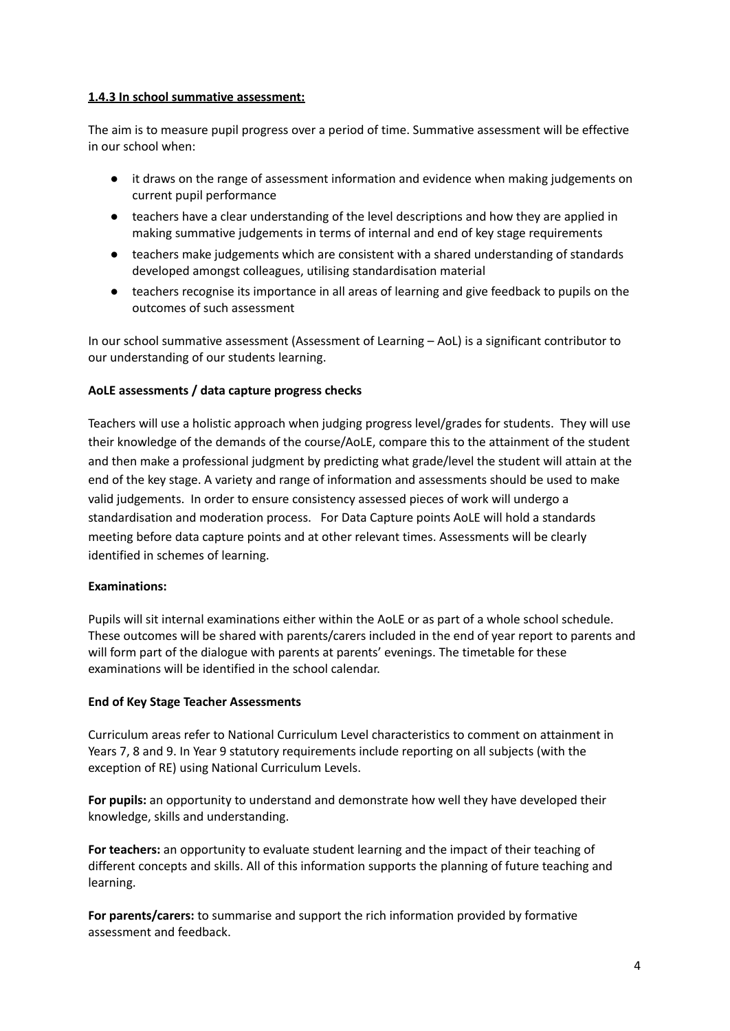### 1.4.3 In school summative assessment:

The aim is to measure pupil progress over a period of time. Summative assessment will be effective in our school when:

- it draws on the range of assessment information and evidence when making judgements on current pupil performance
- teachers have a clear understanding of the level descriptions and how they are applied in making summative judgements in terms of internal and end of key stage requirements
- teachers make judgements which are consistent with a shared understanding of standards developed amongst colleagues, utilising standardisation material
- teachers recognise its importance in all areas of learning and give feedback to pupils on the outcomes of such assessment

In our school summative assessment (Assessment of Learning – AoL) is a significant contributor to our understanding of our students learning.

**AoLE assessments / data capture progress checks**

Teachers will use a holistic approach when judging progress level/grades for students. They will use their knowledge of the demands of the course/AoLE, compare this to the attainment of the student and then make a professional judgment by predicting what grade/level the student will attain at the end of the key stage. A variety and range of information and assessments should be used to make valid judgements. In order to ensure consistency assessed pieces of work will undergo a standardisation and moderation process. For Data Capture points AoLE will hold a standards meeting before data capture points and at other relevant times. Assessments will be clearly identified in schemes of learning.

**Examinations:**

Pupils will sit internal examinations either within the AoLE or as part of a whole school schedule. These outcomes will be shared with parents/carers included in the end of year report to parents and will form part of the dialogue with parents at parents' evenings. The timetable for these examinations will be identified in the school calendar.

**End of Key Stage Teacher Assessments**

Curriculum areas refer to National Curriculum Level characteristics to comment on attainment in Years 7, 8 and 9. In Year 9 statutory requirements include reporting on all subjects (with the exception of RE) using National Curriculum Levels.

**For pupils:** an opportunity to understand and demonstrate how well they have developed their knowledge, skills and understanding.

**For teachers:** an opportunity to evaluate student learning and the impact of their teaching of different concepts and skills. All of this information supports the planning of future teaching and learning.

**For parents/carers:** to summarise and support the rich information provided by formative assessment and feedback.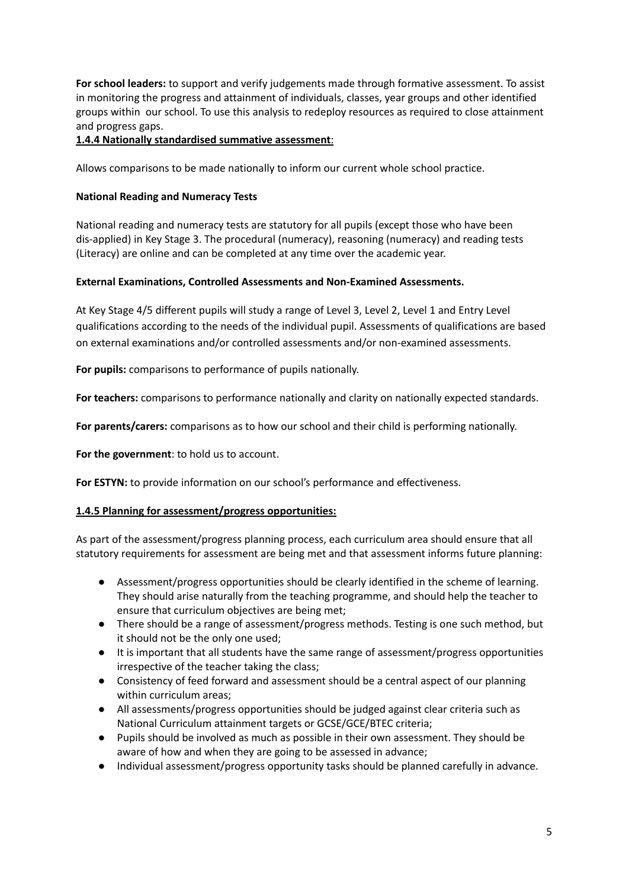**For school leaders:** to support and verify judgements made through formative assessment. To assist in monitoring the progress and attainment of individuals, classes, year groups and other identified groups within our school. To use this analysis to redeploy resources as required to close attainment and progress gaps.

**1.4.4 Nationally standardised summative assessment**:

Allows comparisons to be made nationally to inform our current whole school practice.

**National Reading and Numeracy Tests**

National reading and numeracy tests are statutory for all pupils (except those who have been dis-applied) in Key Stage 3. The procedural (numeracy), reasoning (numeracy) and reading tests (Literacy) are online and can be completed at any time over the academic year.

**External Examinations, Controlled Assessments and Non-Examined Assessments.**

At Key Stage 4/5 different pupils will study a range of Level 3, Level 2, Level 1 and Entry Level qualifications according to the needs of the individual pupil. Assessments of qualifications are based on external examinations and/or controlled assessments and/or non-examined assessments.

**For pupils:** comparisons to performance of pupils nationally.

**For teachers:** comparisons to performance nationally and clarity on nationally expected standards.

**For parents/carers:** comparisons as to how our school and their child is performing nationally.

**For the government**: to hold us to account.

**For ESTYN:** to provide information on our school's performance and effectiveness.

**1.4.5 Planning for assessment/progress opportunities:**

As part of the assessment/progress planning process, each curriculum area should ensure that all statutory requirements for assessment are being met and that assessment informs future planning:

- Assessment/progress opportunities should be clearly identified in the scheme of learning. They should arise naturally from the teaching programme, and should help the teacher to ensure that curriculum objectives are being met;
- There should be a range of assessment/progress methods. Testing is one such method, but it should not be the only one used;
- It is important that all students have the same range of assessment/progress opportunities irrespective of the teacher taking the class;
- Consistency of feed forward and assessment should be a central aspect of our planning within curriculum areas;
- All assessments/progress opportunities should be judged against clear criteria such as National Curriculum attainment targets or GCSE/GCE/BTEC criteria;
- Pupils should be involved as much as possible in their own assessment. They should be aware of how and when they are going to be assessed in advance;
- Individual assessment/progress opportunity tasks should be planned carefully in advance.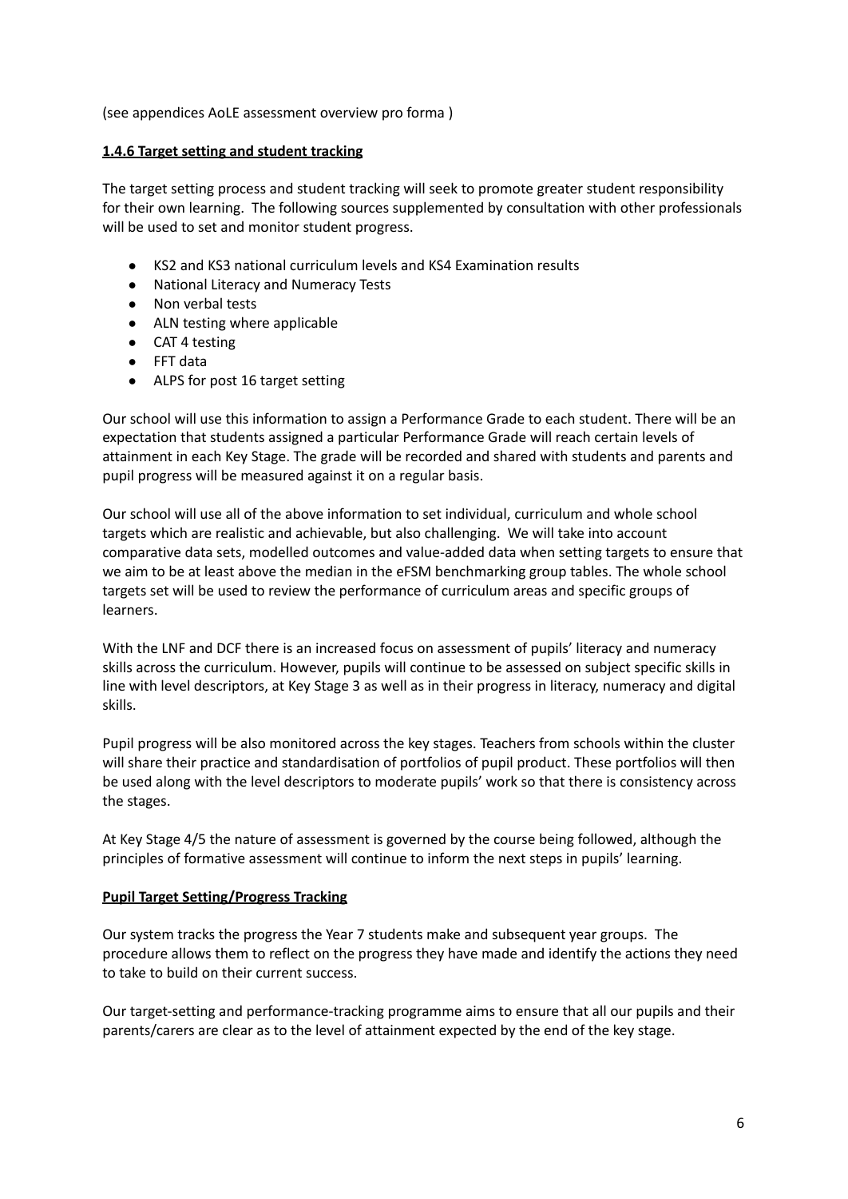(see appendices AoLE assessment overview pro forma )

**1.4.6 Target setting and student tracking**

The target setting process and student tracking will seek to promote greater student responsibility for their own learning. The following sources supplemented by consultation with other professionals will be used to set and monitor student progress.

- KS2 and KS3 national curriculum levels and KS4 Examination results
- National Literacy and Numeracy Tests
- Non verbal tests
- ALN testing where applicable
- CAT 4 testing
- FFT data
- ALPS for post 16 target setting

Our school will use this information to assign a Performance Grade to each student. There will be an expectation that students assigned a particular Performance Grade will reach certain levels of attainment in each Key Stage. The grade will be recorded and shared with students and parents and pupil progress will be measured against it on a regular basis.

Our school will use all of the above information to set individual, curriculum and whole school targets which are realistic and achievable, but also challenging. We will take into account comparative data sets, modelled outcomes and value-added data when setting targets to ensure that we aim to be at least above the median in the eFSM benchmarking group tables. The whole school targets set will be used to review the performance of curriculum areas and specific groups of learners.

With the LNF and DCF there is an increased focus on assessment of pupils' literacy and numeracy skills across the curriculum. However, pupils will continue to be assessed on subject specific skills in line with level descriptors, at Key Stage 3 as well as in their progress in literacy, numeracy and digital skills.

Pupil progress will be also monitored across the key stages. Teachers from schools within the cluster will share their practice and standardisation of portfolios of pupil product. These portfolios will then be used along with the level descriptors to moderate pupils' work so that there is consistency across the stages.

At Key Stage 4/5 the nature of assessment is governed by the course being followed, although the principles of formative assessment will continue to inform the next steps in pupils' learning.

**Pupil Target Setting/Progress Tracking**

Our system tracks the progress the Year 7 students make and subsequent year groups. The procedure allows them to reflect on the progress they have made and identify the actions they need to take to build on their current success.

Our target-setting and performance-tracking programme aims to ensure that all our pupils and their parents/carers are clear as to the level of attainment expected by the end of the key stage.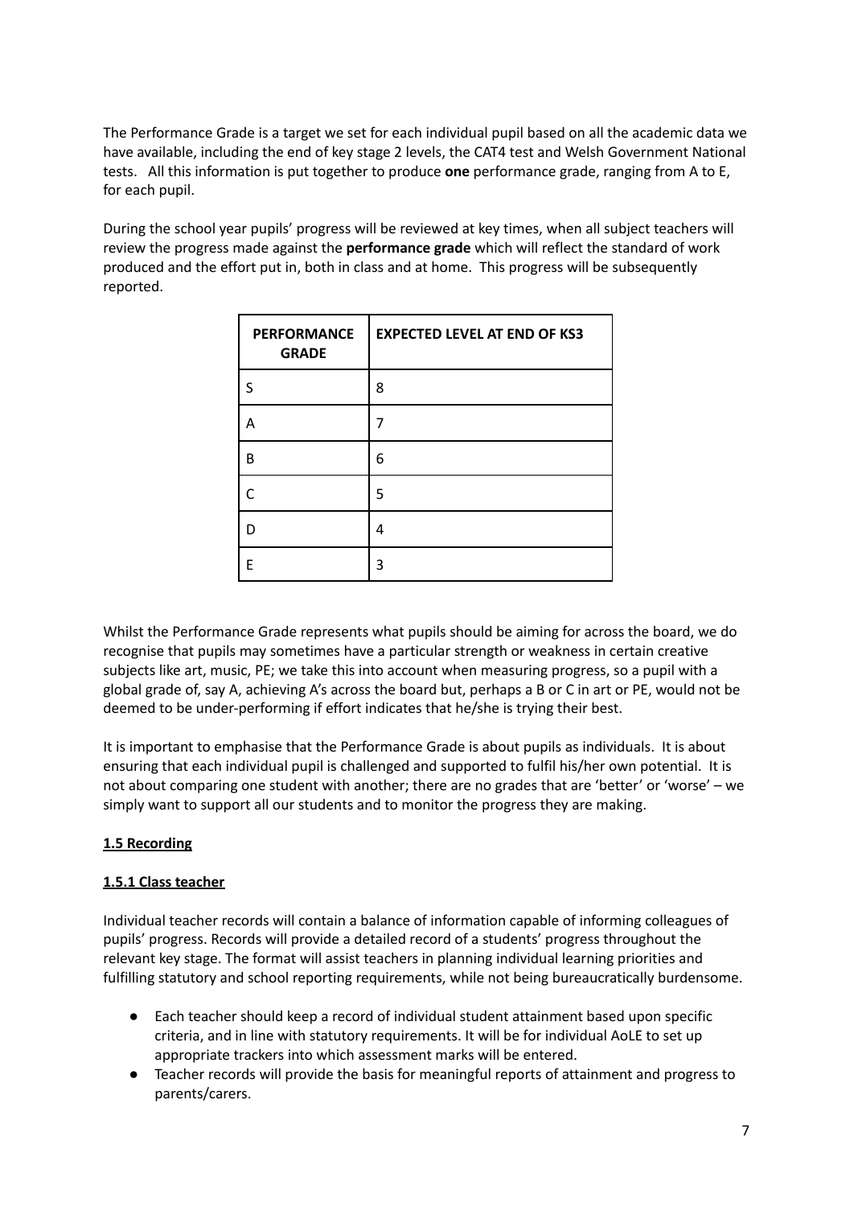The Performance Grade is a target we set for each individual pupil based on all the academic data we have available, including the end of key stage 2 levels, the CAT4 test and Welsh Government National tests. All this information is put together to produce **one** performance grade, ranging from A to E, for each pupil.

During the school year pupils' progress will be reviewed at key times, when all subject teachers will review the progress made against the **performance grade** which will reflect the standard of work produced and the effort put in, both in class and at home. This progress will be subsequently reported.

| PERFORMANCE GRADE | EXPECTED LEVEL AT END OF KS3 |
|---|---|
| S | 8 |
| A | 7 |
| B | 6 |
| C | 5 |
| D | 4 |
| E | 3 |

Whilst the Performance Grade represents what pupils should be aiming for across the board, we do recognise that pupils may sometimes have a particular strength or weakness in certain creative subjects like art, music, PE; we take this into account when measuring progress, so a pupil with a global grade of, say A, achieving A's across the board but, perhaps a B or C in art or PE, would not be deemed to be under-performing if effort indicates that he/she is trying their best.

It is important to emphasise that the Performance Grade is about pupils as individuals. It is about ensuring that each individual pupil is challenged and supported to fulfil his/her own potential. It is not about comparing one student with another; there are no grades that are 'better' or 'worse' – we simply want to support all our students and to monitor the progress they are making.

### 1.5 Recording

#### 1.5.1 Class teacher

Individual teacher records will contain a balance of information capable of informing colleagues of pupils' progress. Records will provide a detailed record of a students' progress throughout the relevant key stage. The format will assist teachers in planning individual learning priorities and fulfilling statutory and school reporting requirements, while not being bureaucratically burdensome.

- Each teacher should keep a record of individual student attainment based upon specific criteria, and in line with statutory requirements. It will be for individual AoLE to set up appropriate trackers into which assessment marks will be entered.
- Teacher records will provide the basis for meaningful reports of attainment and progress to parents/carers.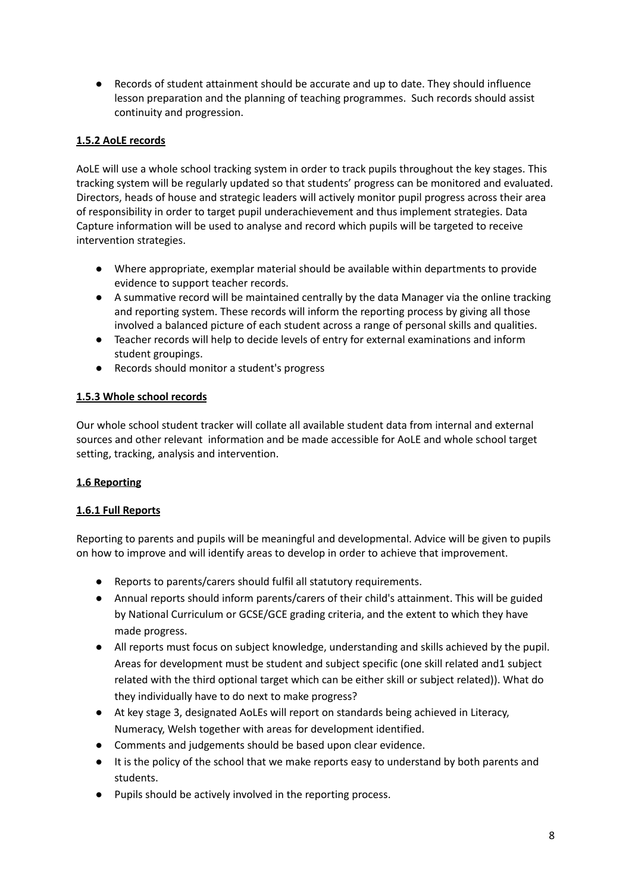- Records of student attainment should be accurate and up to date. They should influence lesson preparation and the planning of teaching programmes. Such records should assist continuity and progression.

**1.5.2 AoLE records**

AoLE will use a whole school tracking system in order to track pupils throughout the key stages. This tracking system will be regularly updated so that students' progress can be monitored and evaluated. Directors, heads of house and strategic leaders will actively monitor pupil progress across their area of responsibility in order to target pupil underachievement and thus implement strategies. Data Capture information will be used to analyse and record which pupils will be targeted to receive intervention strategies.

- Where appropriate, exemplar material should be available within departments to provide evidence to support teacher records.
- A summative record will be maintained centrally by the data Manager via the online tracking and reporting system. These records will inform the reporting process by giving all those involved a balanced picture of each student across a range of personal skills and qualities.
- Teacher records will help to decide levels of entry for external examinations and inform student groupings.
- Records should monitor a student's progress

**1.5.3 Whole school records**

Our whole school student tracker will collate all available student data from internal and external sources and other relevant information and be made accessible for AoLE and whole school target setting, tracking, analysis and intervention.

**1.6 Reporting**

**1.6.1 Full Reports**

Reporting to parents and pupils will be meaningful and developmental. Advice will be given to pupils on how to improve and will identify areas to develop in order to achieve that improvement.

- Reports to parents/carers should fulfil all statutory requirements.
- Annual reports should inform parents/carers of their child's attainment. This will be guided by National Curriculum or GCSE/GCE grading criteria, and the extent to which they have made progress.
- All reports must focus on subject knowledge, understanding and skills achieved by the pupil. Areas for development must be student and subject specific (one skill related and1 subject related with the third optional target which can be either skill or subject related)). What do they individually have to do next to make progress?
- At key stage 3, designated AoLEs will report on standards being achieved in Literacy, Numeracy, Welsh together with areas for development identified.
- Comments and judgements should be based upon clear evidence.
- It is the policy of the school that we make reports easy to understand by both parents and students.
- Pupils should be actively involved in the reporting process.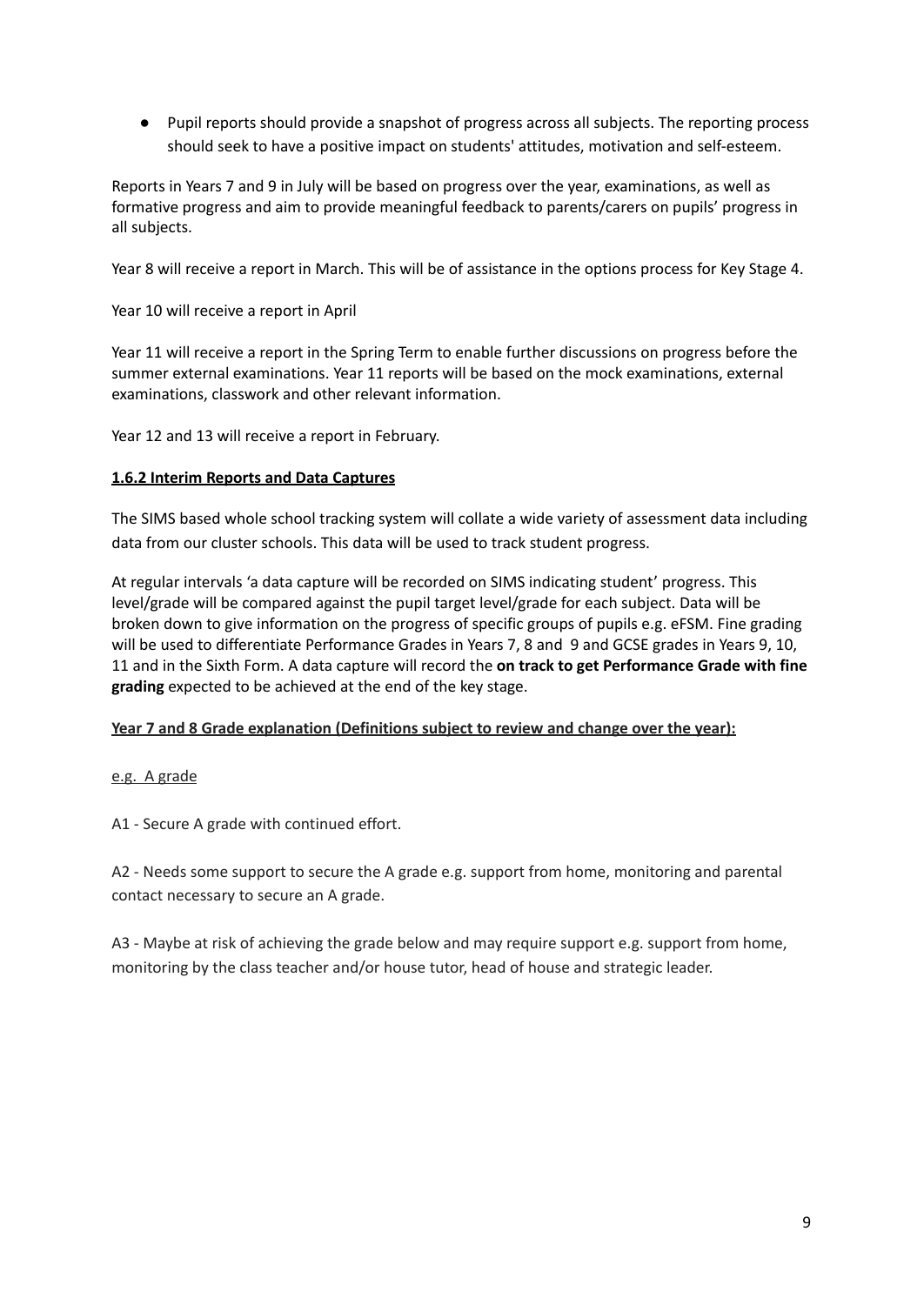- Pupil reports should provide a snapshot of progress across all subjects. The reporting process should seek to have a positive impact on students' attitudes, motivation and self-esteem.

Reports in Years 7 and 9 in July will be based on progress over the year, examinations, as well as formative progress and aim to provide meaningful feedback to parents/carers on pupils' progress in all subjects.

Year 8 will receive a report in March. This will be of assistance in the options process for Key Stage 4.

Year 10 will receive a report in April

Year 11 will receive a report in the Spring Term to enable further discussions on progress before the summer external examinations. Year 11 reports will be based on the mock examinations, external examinations, classwork and other relevant information.

Year 12 and 13 will receive a report in February.

**1.6.2 Interim Reports and Data Captures**

The SIMS based whole school tracking system will collate a wide variety of assessment data including data from our cluster schools. This data will be used to track student progress.

At regular intervals 'a data capture will be recorded on SIMS indicating student' progress. This level/grade will be compared against the pupil target level/grade for each subject. Data will be broken down to give information on the progress of specific groups of pupils e.g. eFSM. Fine grading will be used to differentiate Performance Grades in Years 7, 8 and 9 and GCSE grades in Years 9, 10, 11 and in the Sixth Form. A data capture will record the **on track to get Performance Grade with fine grading** expected to be achieved at the end of the key stage.

**Year 7 and 8 Grade explanation (Definitions subject to review and change over the year):**

e.g. A grade

A1 - Secure A grade with continued effort.

A2 - Needs some support to secure the A grade e.g. support from home, monitoring and parental contact necessary to secure an A grade.

A3 - Maybe at risk of achieving the grade below and may require support e.g. support from home, monitoring by the class teacher and/or house tutor, head of house and strategic leader.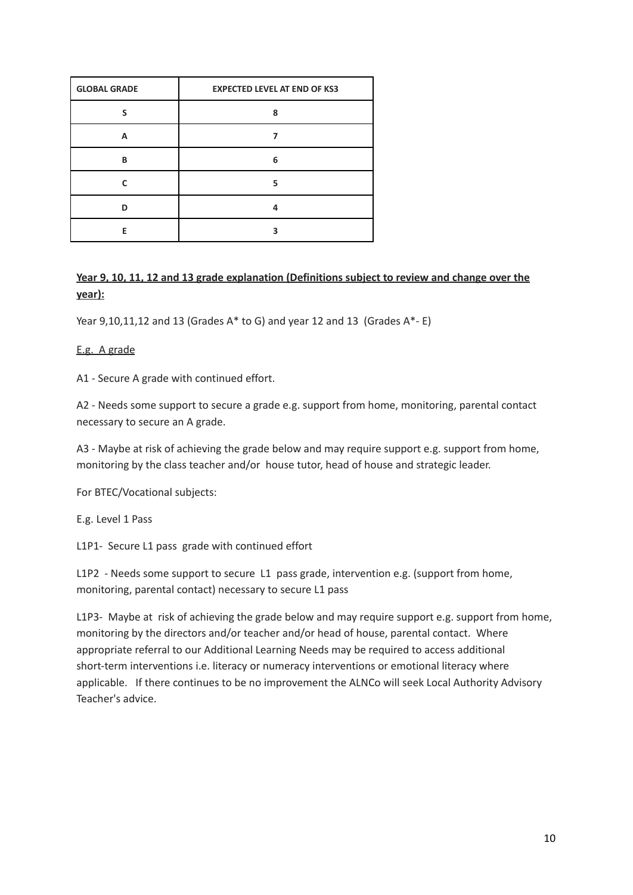| GLOBAL GRADE | EXPECTED LEVEL AT END OF KS3 |
| --- | --- |
| S | 8 |
| A | 7 |
| B | 6 |
| C | 5 |
| D | 4 |
| E | 3 |

**Year 9, 10, 11, 12 and 13 grade explanation (Definitions subject to review and change over the year):**

Year 9,10,11,12 and 13 (Grades A* to G) and year 12 and 13 (Grades A*- E)

E.g. A grade

A1 - Secure A grade with continued effort.

A2 - Needs some support to secure a grade e.g. support from home, monitoring, parental contact necessary to secure an A grade.

A3 - Maybe at risk of achieving the grade below and may require support e.g. support from home, monitoring by the class teacher and/or house tutor, head of house and strategic leader.

For BTEC/Vocational subjects:

E.g. Level 1 Pass

L1P1- Secure L1 pass grade with continued effort

L1P2 - Needs some support to secure L1 pass grade, intervention e.g. (support from home, monitoring, parental contact) necessary to secure L1 pass

L1P3- Maybe at risk of achieving the grade below and may require support e.g. support from home, monitoring by the directors and/or teacher and/or head of house, parental contact. Where appropriate referral to our Additional Learning Needs may be required to access additional short-term interventions i.e. literacy or numeracy interventions or emotional literacy where applicable. If there continues to be no improvement the ALNCo will seek Local Authority Advisory Teacher's advice.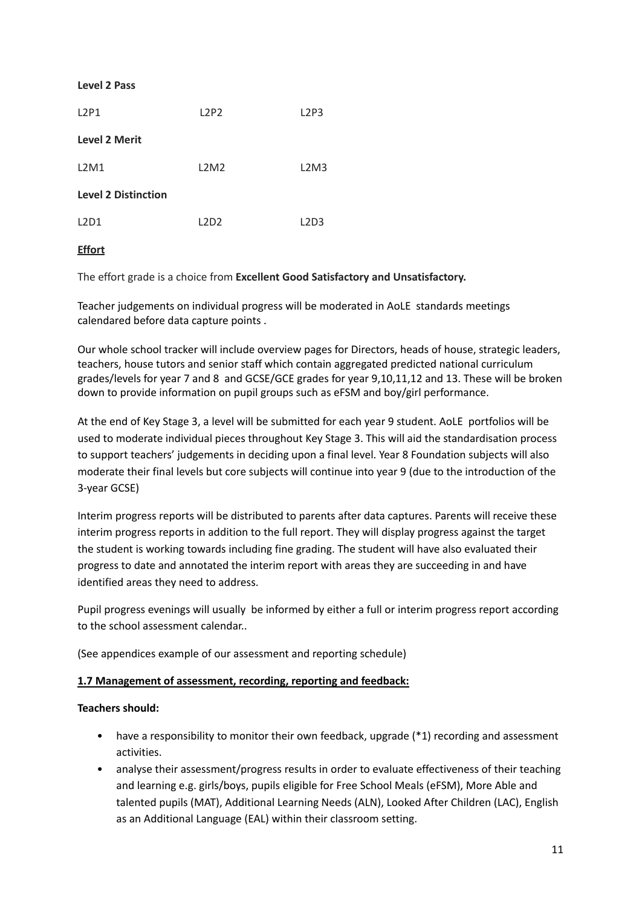**Level 2 Pass**

L2P1 L2P2 L2P3

**Level 2 Merit**

L2M1 L2M2 L2M3

**Level 2 Distinction**

L2D1 L2D2 L2D3

**Effort**

The effort grade is a choice from **Excellent Good Satisfactory and Unsatisfactory.**

Teacher judgements on individual progress will be moderated in AoLE standards meetings calendared before data capture points .

Our whole school tracker will include overview pages for Directors, heads of house, strategic leaders, teachers, house tutors and senior staff which contain aggregated predicted national curriculum grades/levels for year 7 and 8 and GCSE/GCE grades for year 9,10,11,12 and 13. These will be broken down to provide information on pupil groups such as eFSM and boy/girl performance.

At the end of Key Stage 3, a level will be submitted for each year 9 student. AoLE portfolios will be used to moderate individual pieces throughout Key Stage 3. This will aid the standardisation process to support teachers' judgements in deciding upon a final level. Year 8 Foundation subjects will also moderate their final levels but core subjects will continue into year 9 (due to the introduction of the 3-year GCSE)

Interim progress reports will be distributed to parents after data captures. Parents will receive these interim progress reports in addition to the full report. They will display progress against the target the student is working towards including fine grading. The student will have also evaluated their progress to date and annotated the interim report with areas they are succeeding in and have identified areas they need to address.

Pupil progress evenings will usually be informed by either a full or interim progress report according to the school assessment calendar..

(See appendices example of our assessment and reporting schedule)

**1.7 Management of assessment, recording, reporting and feedback:**

**Teachers should:**

- have a responsibility to monitor their own feedback, upgrade (*1) recording and assessment activities.
- analyse their assessment/progress results in order to evaluate effectiveness of their teaching and learning e.g. girls/boys, pupils eligible for Free School Meals (eFSM), More Able and talented pupils (MAT), Additional Learning Needs (ALN), Looked After Children (LAC), English as an Additional Language (EAL) within their classroom setting.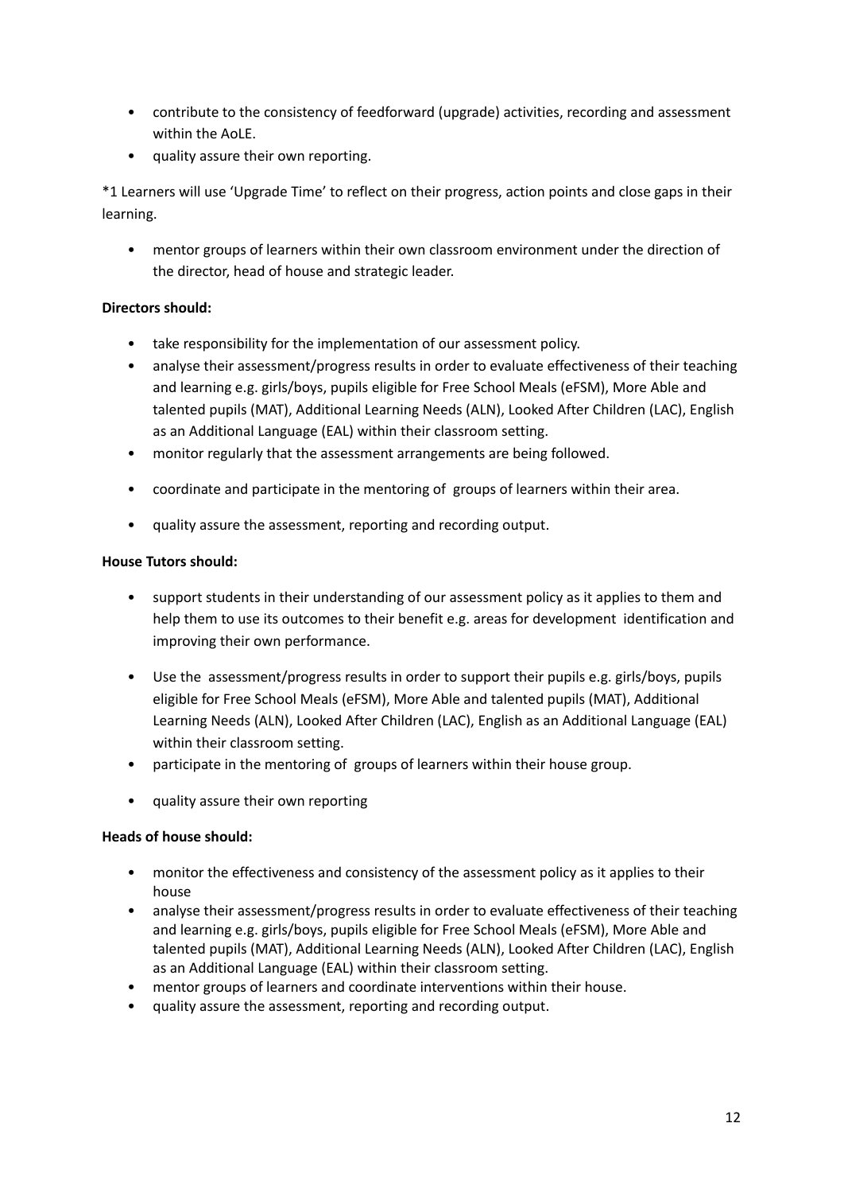- contribute to the consistency of feedforward (upgrade) activities, recording and assessment within the AoLE.
- quality assure their own reporting.

*1 Learners will use 'Upgrade Time' to reflect on their progress, action points and close gaps in their learning.

- mentor groups of learners within their own classroom environment under the direction of the director, head of house and strategic leader.

**Directors should:**

- take responsibility for the implementation of our assessment policy.
- analyse their assessment/progress results in order to evaluate effectiveness of their teaching and learning e.g. girls/boys, pupils eligible for Free School Meals (eFSM), More Able and talented pupils (MAT), Additional Learning Needs (ALN), Looked After Children (LAC), English as an Additional Language (EAL) within their classroom setting.
- monitor regularly that the assessment arrangements are being followed.
- coordinate and participate in the mentoring of groups of learners within their area.
- quality assure the assessment, reporting and recording output.

**House Tutors should:**

- support students in their understanding of our assessment policy as it applies to them and help them to use its outcomes to their benefit e.g. areas for development identification and improving their own performance.
- Use the assessment/progress results in order to support their pupils e.g. girls/boys, pupils eligible for Free School Meals (eFSM), More Able and talented pupils (MAT), Additional Learning Needs (ALN), Looked After Children (LAC), English as an Additional Language (EAL) within their classroom setting.
- participate in the mentoring of groups of learners within their house group.
- quality assure their own reporting

**Heads of house should:**

- monitor the effectiveness and consistency of the assessment policy as it applies to their house
- analyse their assessment/progress results in order to evaluate effectiveness of their teaching and learning e.g. girls/boys, pupils eligible for Free School Meals (eFSM), More Able and talented pupils (MAT), Additional Learning Needs (ALN), Looked After Children (LAC), English as an Additional Language (EAL) within their classroom setting.
- mentor groups of learners and coordinate interventions within their house.
- quality assure the assessment, reporting and recording output.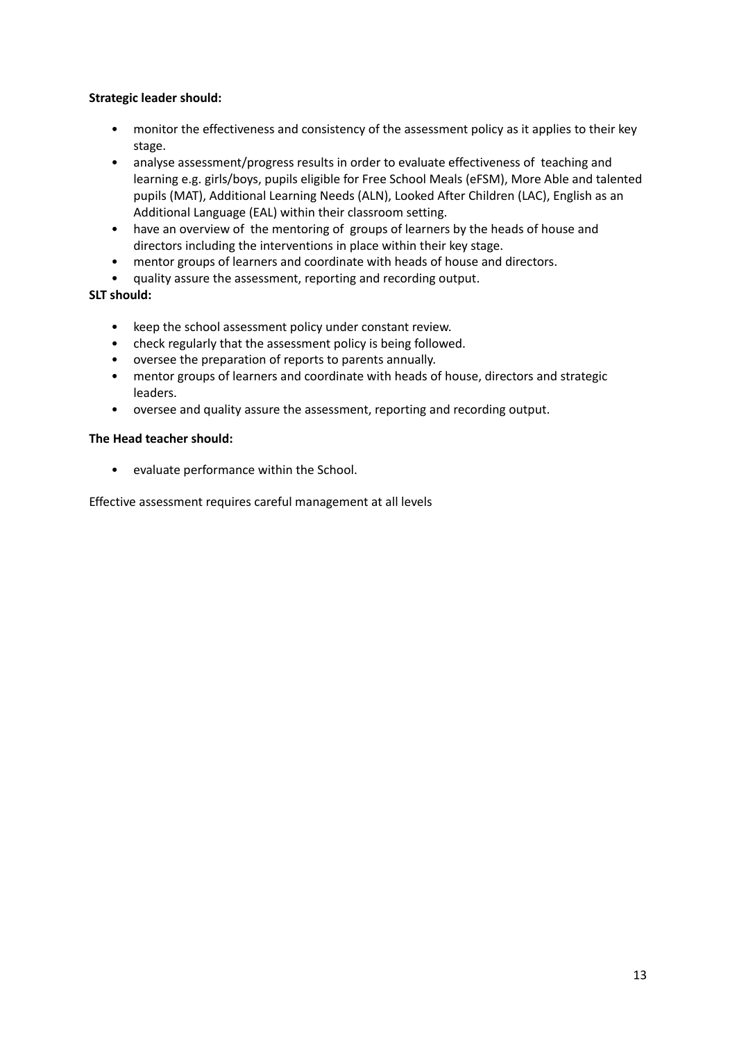**Strategic leader should:**

- monitor the effectiveness and consistency of the assessment policy as it applies to their key stage.
- analyse assessment/progress results in order to evaluate effectiveness of teaching and learning e.g. girls/boys, pupils eligible for Free School Meals (eFSM), More Able and talented pupils (MAT), Additional Learning Needs (ALN), Looked After Children (LAC), English as an Additional Language (EAL) within their classroom setting.
- have an overview of the mentoring of groups of learners by the heads of house and directors including the interventions in place within their key stage.
- mentor groups of learners and coordinate with heads of house and directors.
- quality assure the assessment, reporting and recording output.

**SLT should:**

- keep the school assessment policy under constant review.
- check regularly that the assessment policy is being followed.
- oversee the preparation of reports to parents annually.
- mentor groups of learners and coordinate with heads of house, directors and strategic leaders.
- oversee and quality assure the assessment, reporting and recording output.

**The Head teacher should:**

- evaluate performance within the School.

Effective assessment requires careful management at all levels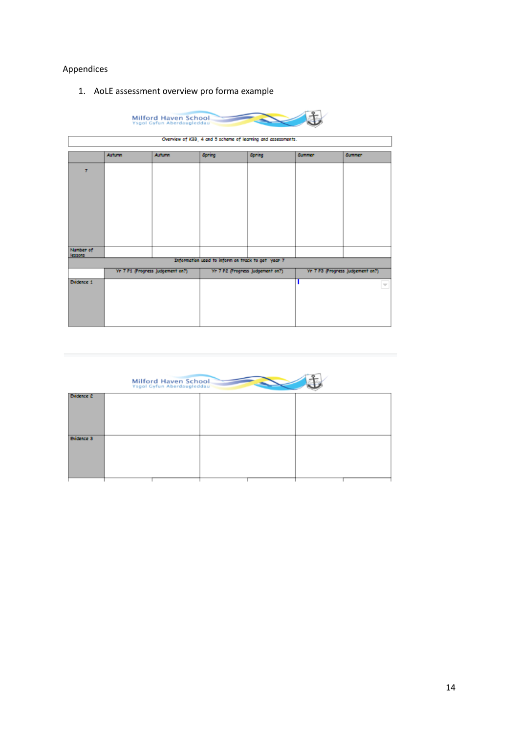Appendices

1. AoLE assessment overview pro forma example

Milford Haven School
Ysgol Cyfun Aberdaugleddau

| Overview of KS3, 4 and 5 scheme of learning and assessments. | | | | | | |
|---|---|---|---|---|---|---|
| | Autumn | Autumn | Spring | Spring | Summer | Summer |
| 7 | | | | | | |
| Number of lessons | | | | | | |

| Information used to inform on track to get year 7 | | | |
|---|---|---|---|
| | Yr 7 P1 (Progress Judgement on?) | Yr 7 P2 (Progress Judgement on?) | Yr 7 P3 (Progress Judgement on?) |
| Evidence 1 | | | |
| Evidence 2 | | | |
| Evidence 3 | | | |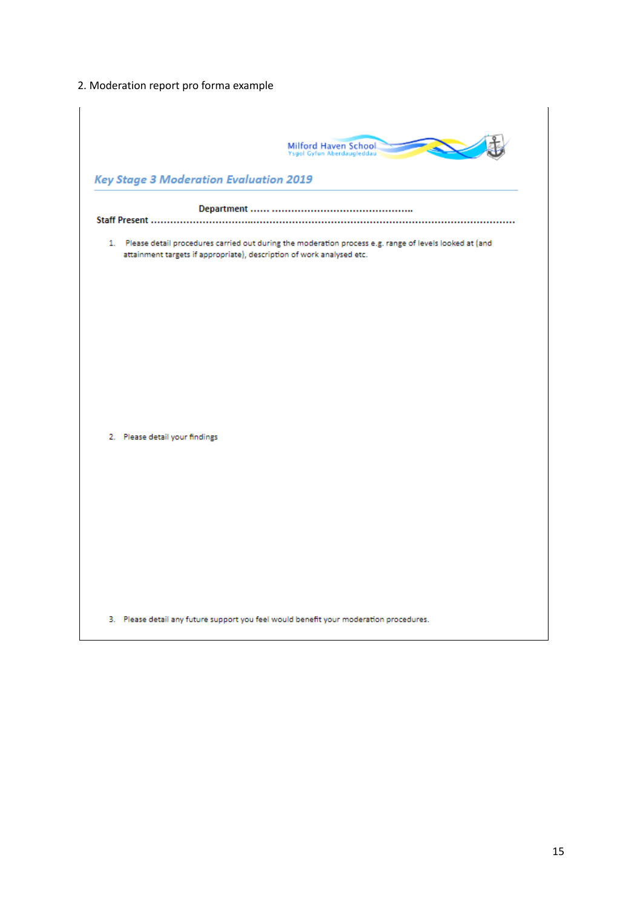2. Moderation report pro forma example

Milford Haven School
Ysgol Gyfun Aberdaugleddau

## *Key Stage 3 Moderation Evaluation 2019*

**Department** …… ……………………………………..

**Staff Present** ………………………….……………………………………………………………………

1. Please detail procedures carried out during the moderation process e.g. range of levels looked at (and attainment targets if appropriate), description of work analysed etc.

2. Please detail your findings

3. Please detail any future support you feel would benefit your moderation procedures.